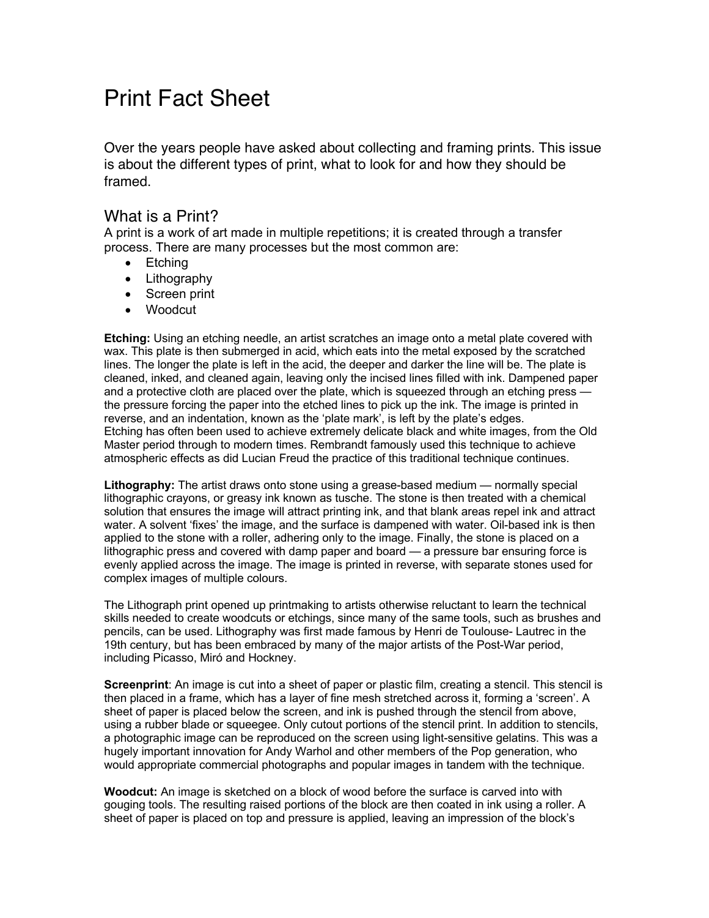# Print Fact Sheet

Over the years people have asked about collecting and framing prints. This issue is about the different types of print, what to look for and how they should be framed.

## What is a Print?

A print is a work of art made in multiple repetitions; it is created through a transfer process. There are many processes but the most common are:

- Etching
- Lithography
- Screen print
- Woodcut

**Etching:** Using an etching needle, an artist scratches an image onto a metal plate covered with wax. This plate is then submerged in acid, which eats into the metal exposed by the scratched lines. The longer the plate is left in the acid, the deeper and darker the line will be. The plate is cleaned, inked, and cleaned again, leaving only the incised lines filled with ink. Dampened paper and a protective cloth are placed over the plate, which is squeezed through an etching press — the pressure forcing the paper into the etched lines to pick up the ink. The image is printed in reverse, and an indentation, known as the 'plate mark', is left by the plate's edges.
Etching has often been used to achieve extremely delicate black and white images, from the Old Master period through to modern times. Rembrandt famously used this technique to achieve atmospheric effects as did Lucian Freud the practice of this traditional technique continues.

**Lithography:** The artist draws onto stone using a grease-based medium — normally special lithographic crayons, or greasy ink known as tusche. The stone is then treated with a chemical solution that ensures the image will attract printing ink, and that blank areas repel ink and attract water. A solvent 'fixes' the image, and the surface is dampened with water. Oil-based ink is then applied to the stone with a roller, adhering only to the image. Finally, the stone is placed on a lithographic press and covered with damp paper and board — a pressure bar ensuring force is evenly applied across the image. The image is printed in reverse, with separate stones used for complex images of multiple colours.

The Lithograph print opened up printmaking to artists otherwise reluctant to learn the technical skills needed to create woodcuts or etchings, since many of the same tools, such as brushes and pencils, can be used. Lithography was first made famous by Henri de Toulouse- Lautrec in the 19th century, but has been embraced by many of the major artists of the Post-War period, including Picasso, Miró and Hockney.

**Screenprint**: An image is cut into a sheet of paper or plastic film, creating a stencil. This stencil is then placed in a frame, which has a layer of fine mesh stretched across it, forming a 'screen'. A sheet of paper is placed below the screen, and ink is pushed through the stencil from above, using a rubber blade or squeegee. Only cutout portions of the stencil print. In addition to stencils, a photographic image can be reproduced on the screen using light-sensitive gelatins. This was a hugely important innovation for Andy Warhol and other members of the Pop generation, who would appropriate commercial photographs and popular images in tandem with the technique.

**Woodcut:** An image is sketched on a block of wood before the surface is carved into with gouging tools. The resulting raised portions of the block are then coated in ink using a roller. A sheet of paper is placed on top and pressure is applied, leaving an impression of the block's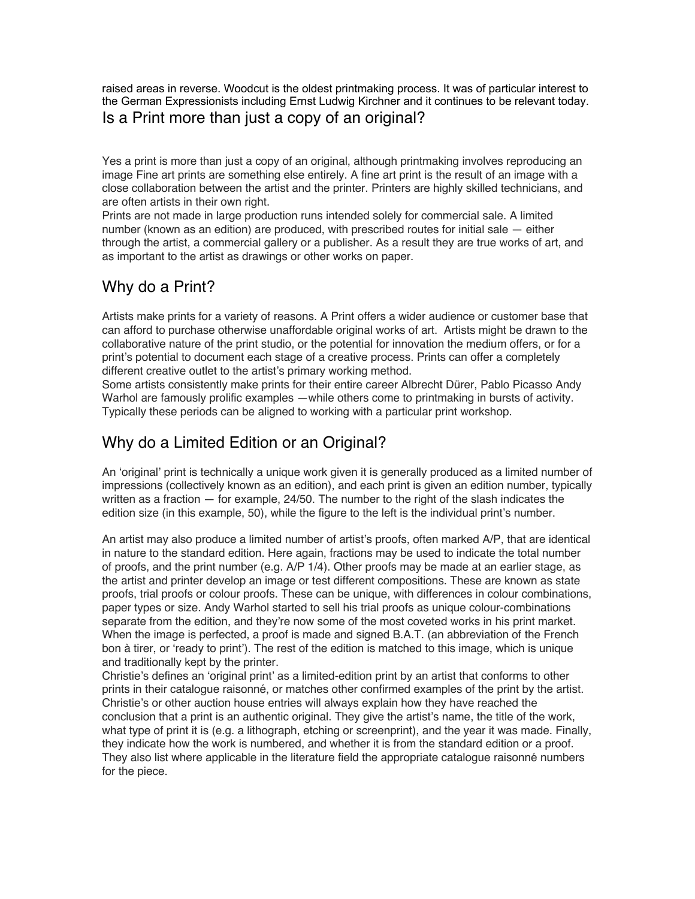raised areas in reverse. Woodcut is the oldest printmaking process. It was of particular interest to the German Expressionists including Ernst Ludwig Kirchner and it continues to be relevant today.

## Is a Print more than just a copy of an original?

Yes a print is more than just a copy of an original, although printmaking involves reproducing an image Fine art prints are something else entirely. A fine art print is the result of an image with a close collaboration between the artist and the printer. Printers are highly skilled technicians, and are often artists in their own right.

Prints are not made in large production runs intended solely for commercial sale. A limited number (known as an edition) are produced, with prescribed routes for initial sale — either through the artist, a commercial gallery or a publisher. As a result they are true works of art, and as important to the artist as drawings or other works on paper.

## Why do a Print?

Artists make prints for a variety of reasons. A Print offers a wider audience or customer base that can afford to purchase otherwise unaffordable original works of art. Artists might be drawn to the collaborative nature of the print studio, or the potential for innovation the medium offers, or for a print's potential to document each stage of a creative process. Prints can offer a completely different creative outlet to the artist's primary working method.

Some artists consistently make prints for their entire career Albrecht Dürer, Pablo Picasso Andy Warhol are famously prolific examples —while others come to printmaking in bursts of activity. Typically these periods can be aligned to working with a particular print workshop.

## Why do a Limited Edition or an Original?

An 'original' print is technically a unique work given it is generally produced as a limited number of impressions (collectively known as an edition), and each print is given an edition number, typically written as a fraction — for example, 24/50. The number to the right of the slash indicates the edition size (in this example, 50), while the figure to the left is the individual print's number.

An artist may also produce a limited number of artist's proofs, often marked A/P, that are identical in nature to the standard edition. Here again, fractions may be used to indicate the total number of proofs, and the print number (e.g. A/P 1/4). Other proofs may be made at an earlier stage, as the artist and printer develop an image or test different compositions. These are known as state proofs, trial proofs or colour proofs. These can be unique, with differences in colour combinations, paper types or size. Andy Warhol started to sell his trial proofs as unique colour-combinations separate from the edition, and they're now some of the most coveted works in his print market. When the image is perfected, a proof is made and signed B.A.T. (an abbreviation of the French bon à tirer, or 'ready to print'). The rest of the edition is matched to this image, which is unique and traditionally kept by the printer.

Christie's defines an 'original print' as a limited-edition print by an artist that conforms to other prints in their catalogue raisonné, or matches other confirmed examples of the print by the artist. Christie's or other auction house entries will always explain how they have reached the conclusion that a print is an authentic original. They give the artist's name, the title of the work, what type of print it is (e.g. a lithograph, etching or screenprint), and the year it was made. Finally, they indicate how the work is numbered, and whether it is from the standard edition or a proof. They also list where applicable in the literature field the appropriate catalogue raisonné numbers for the piece.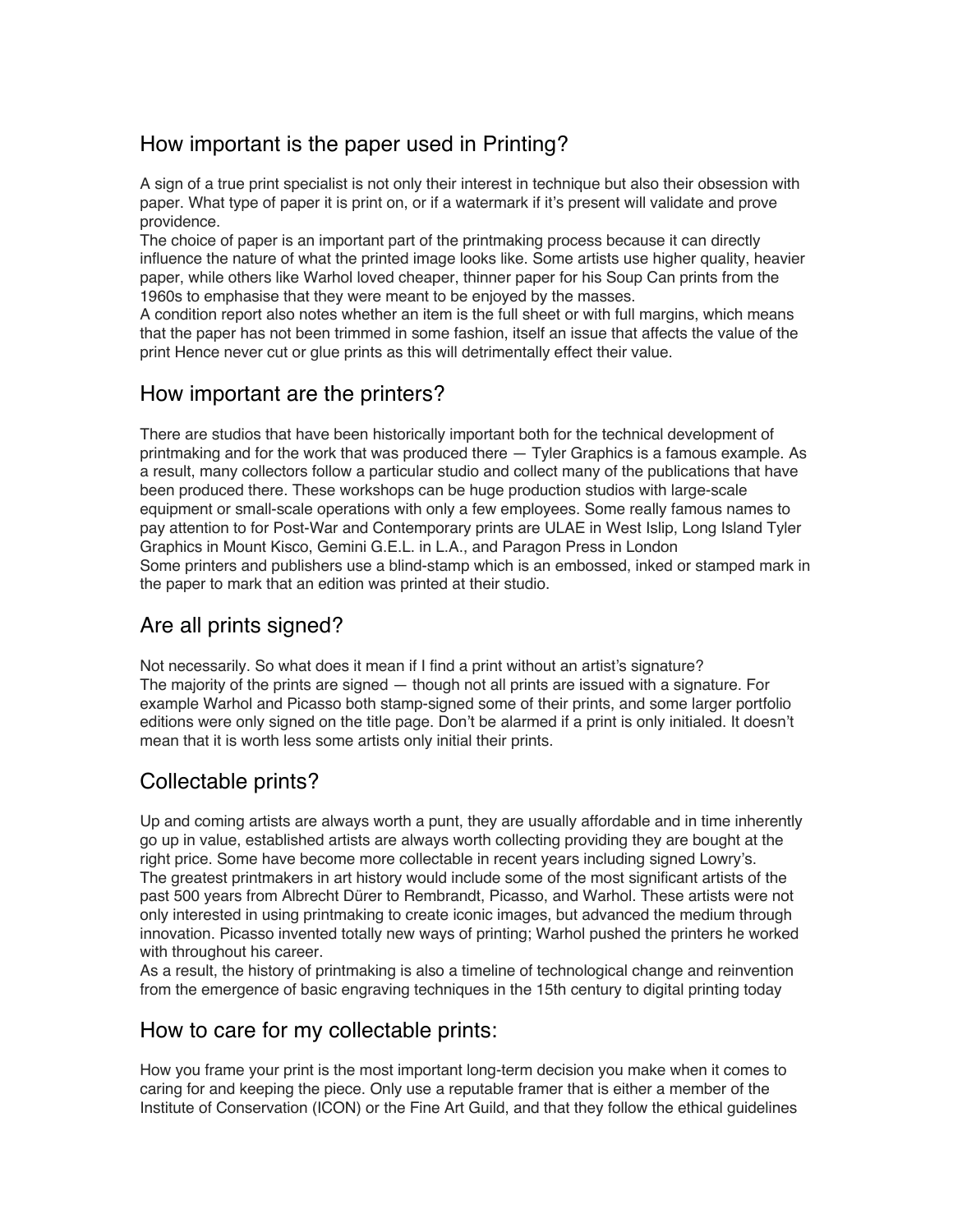## How important is the paper used in Printing?

A sign of a true print specialist is not only their interest in technique but also their obsession with paper. What type of paper it is print on, or if a watermark if it's present will validate and prove providence.

The choice of paper is an important part of the printmaking process because it can directly influence the nature of what the printed image looks like. Some artists use higher quality, heavier paper, while others like Warhol loved cheaper, thinner paper for his Soup Can prints from the 1960s to emphasise that they were meant to be enjoyed by the masses.

A condition report also notes whether an item is the full sheet or with full margins, which means that the paper has not been trimmed in some fashion, itself an issue that affects the value of the print Hence never cut or glue prints as this will detrimentally effect their value.

## How important are the printers?

There are studios that have been historically important both for the technical development of printmaking and for the work that was produced there — Tyler Graphics is a famous example. As a result, many collectors follow a particular studio and collect many of the publications that have been produced there. These workshops can be huge production studios with large-scale equipment or small-scale operations with only a few employees. Some really famous names to pay attention to for Post-War and Contemporary prints are ULAE in West Islip, Long Island Tyler Graphics in Mount Kisco, Gemini G.E.L. in L.A., and Paragon Press in London

Some printers and publishers use a blind-stamp which is an embossed, inked or stamped mark in the paper to mark that an edition was printed at their studio.

## Are all prints signed?

Not necessarily. So what does it mean if I find a print without an artist's signature?

The majority of the prints are signed — though not all prints are issued with a signature. For example Warhol and Picasso both stamp-signed some of their prints, and some larger portfolio editions were only signed on the title page. Don't be alarmed if a print is only initialed. It doesn't mean that it is worth less some artists only initial their prints.

## Collectable prints?

Up and coming artists are always worth a punt, they are usually affordable and in time inherently go up in value, established artists are always worth collecting providing they are bought at the right price. Some have become more collectable in recent years including signed Lowry's.

The greatest printmakers in art history would include some of the most significant artists of the past 500 years from Albrecht Dürer to Rembrandt, Picasso, and Warhol. These artists were not only interested in using printmaking to create iconic images, but advanced the medium through innovation. Picasso invented totally new ways of printing; Warhol pushed the printers he worked with throughout his career.

As a result, the history of printmaking is also a timeline of technological change and reinvention from the emergence of basic engraving techniques in the 15th century to digital printing today

## How to care for my collectable prints:

How you frame your print is the most important long-term decision you make when it comes to caring for and keeping the piece. Only use a reputable framer that is either a member of the Institute of Conservation (ICON) or the Fine Art Guild, and that they follow the ethical guidelines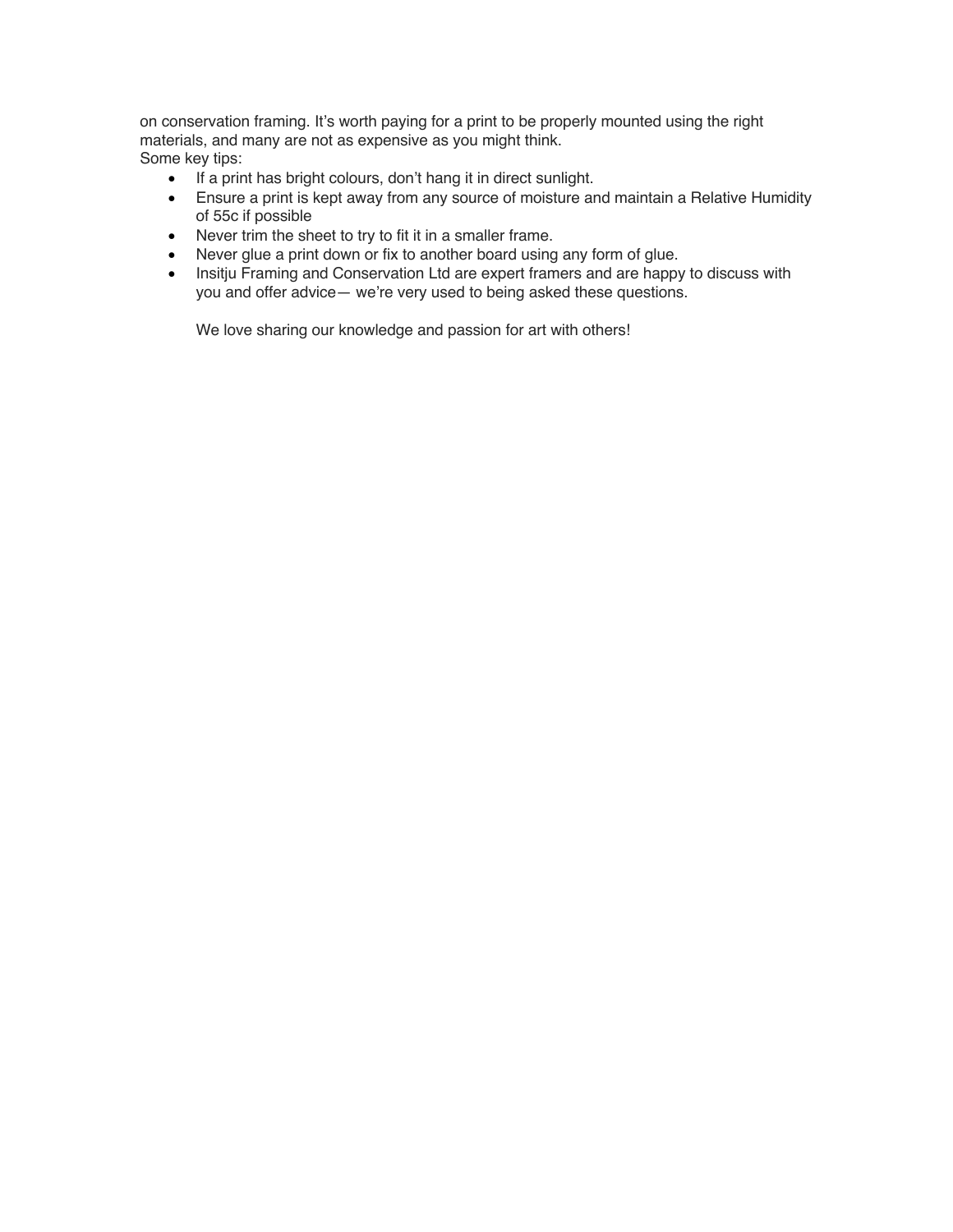on conservation framing. It's worth paying for a print to be properly mounted using the right materials, and many are not as expensive as you might think.

Some key tips:

- If a print has bright colours, don't hang it in direct sunlight.
- Ensure a print is kept away from any source of moisture and maintain a Relative Humidity of 55c if possible
- Never trim the sheet to try to fit it in a smaller frame.
- Never glue a print down or fix to another board using any form of glue.
- Insitju Framing and Conservation Ltd are expert framers and are happy to discuss with you and offer advice— we're very used to being asked these questions.

  We love sharing our knowledge and passion for art with others!